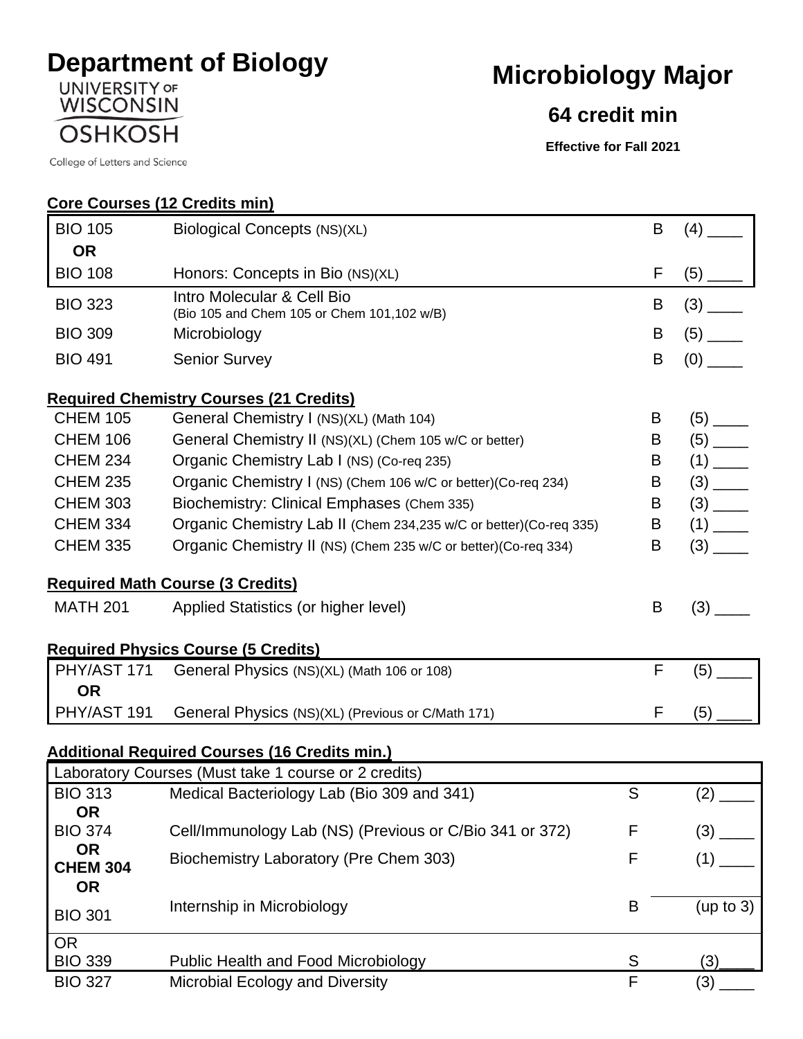# Department of Biology

UNIVERSITY OF WISCONSIN OSHKOSH

College of Letters and Science

# Microbiology Major

## 64 credit min

**Effective for Fall 2021**

**Core Courses (12 Credits min)**

| Course | Title | Term | Credits |
|---|---|---|---|
| BIO 105 | Biological Concepts (NS)(XL) | B | (4) ____ |
| **OR** | | | |
| BIO 108 | Honors: Concepts in Bio (NS)(XL) | F | (5) ____ |
| BIO 323 | Intro Molecular & Cell Bio (Bio 105 and Chem 105 or Chem 101,102 w/B) | B | (3) ____ |
| BIO 309 | Microbiology | B | (5) ____ |
| BIO 491 | Senior Survey | B | (0) ____ |

**Required Chemistry Courses (21 Credits)**

| Course | Title | Term | Credits |
|---|---|---|---|
| CHEM 105 | General Chemistry I (NS)(XL) (Math 104) | B | (5) ____ |
| CHEM 106 | General Chemistry II (NS)(XL) (Chem 105 w/C or better) | B | (5) ____ |
| CHEM 234 | Organic Chemistry Lab I (NS) (Co-req 235) | B | (1) ____ |
| CHEM 235 | Organic Chemistry I (NS) (Chem 106 w/C or better)(Co-req 234) | B | (3) ____ |
| CHEM 303 | Biochemistry: Clinical Emphases (Chem 335) | B | (3) ____ |
| CHEM 334 | Organic Chemistry Lab II (Chem 234,235 w/C or better)(Co-req 335) | B | (1) ____ |
| CHEM 335 | Organic Chemistry II (NS) (Chem 235 w/C or better)(Co-req 334) | B | (3) ____ |

**Required Math Course (3 Credits)**

| Course | Title | Term | Credits |
|---|---|---|---|
| MATH 201 | Applied Statistics (or higher level) | B | (3) ____ |

**Required Physics Course (5 Credits)**

| Course | Title | Term | Credits |
|---|---|---|---|
| PHY/AST 171 | General Physics (NS)(XL) (Math 106 or 108) | F | (5) ____ |
| **OR** | | | |
| PHY/AST 191 | General Physics (NS)(XL) (Previous or C/Math 171) | F | (5) ____ |

**Additional Required Courses (16 Credits min.)**

| Course | Title | Term | Credits |
|---|---|---|---|
| Laboratory Courses (Must take 1 course or 2 credits) | | | |
| BIO 313 | Medical Bacteriology Lab (Bio 309 and 341) | S | (2) ____ |
| **OR** | | | |
| BIO 374 | Cell/Immunology Lab (NS) (Previous or C/Bio 341 or 372) | F | (3) ____ |
| **OR** | | | |
| **CHEM 304** | Biochemistry Laboratory (Pre Chem 303) | F | (1) ____ |
| **OR** | | | |
| BIO 301 | Internship in Microbiology | B | (up to 3) |
| OR | | | |
| BIO 339 | Public Health and Food Microbiology | S | (3)____ |
| BIO 327 | Microbial Ecology and Diversity | F | (3) ____ |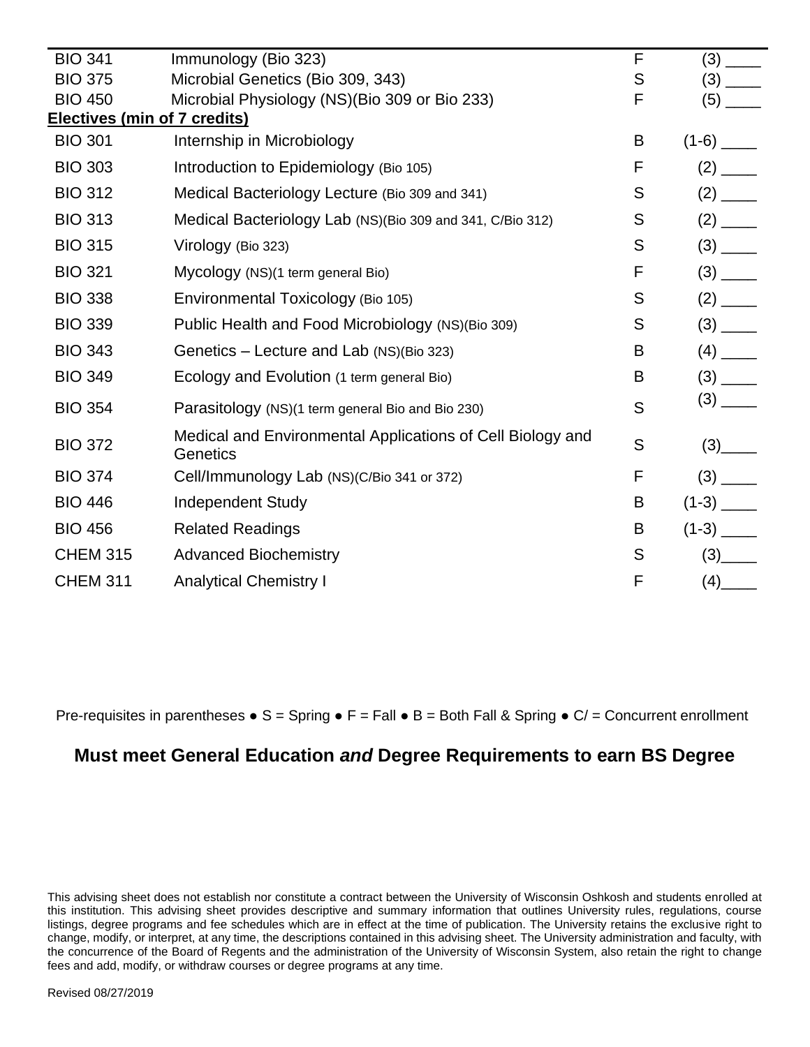| | | | |
|---|---|---|---|
| BIO 341 | Immunology (Bio 323) | F | (3) ____ |
| BIO 375 | Microbial Genetics (Bio 309, 343) | S | (3) ____ |
| BIO 450 | Microbial Physiology (NS)(Bio 309 or Bio 233) | F | (5) ____ |
| **Electives (min of 7 credits)** | | | |
| BIO 301 | Internship in Microbiology | B | (1-6) ____ |
| BIO 303 | Introduction to Epidemiology (Bio 105) | F | (2) ____ |
| BIO 312 | Medical Bacteriology Lecture (Bio 309 and 341) | S | (2) ____ |
| BIO 313 | Medical Bacteriology Lab (NS)(Bio 309 and 341, C/Bio 312) | S | (2) ____ |
| BIO 315 | Virology (Bio 323) | S | (3) ____ |
| BIO 321 | Mycology (NS)(1 term general Bio) | F | (3) ____ |
| BIO 338 | Environmental Toxicology (Bio 105) | S | (2) ____ |
| BIO 339 | Public Health and Food Microbiology (NS)(Bio 309) | S | (3) ____ |
| BIO 343 | Genetics – Lecture and Lab (NS)(Bio 323) | B | (4) ____ |
| BIO 349 | Ecology and Evolution (1 term general Bio) | B | (3) ____ |
| BIO 354 | Parasitology (NS)(1 term general Bio and Bio 230) | S | (3) ____ |
| BIO 372 | Medical and Environmental Applications of Cell Biology and Genetics | S | (3)____ |
| BIO 374 | Cell/Immunology Lab (NS)(C/Bio 341 or 372) | F | (3) ____ |
| BIO 446 | Independent Study | B | (1-3) ____ |
| BIO 456 | Related Readings | B | (1-3) ____ |
| CHEM 315 | Advanced Biochemistry | S | (3)____ |
| CHEM 311 | Analytical Chemistry I | F | (4)____ |

Pre-requisites in parentheses ● S = Spring ● F = Fall ● B = Both Fall & Spring ● C/ = Concurrent enrollment

## Must meet General Education *and* Degree Requirements to earn BS Degree

This advising sheet does not establish nor constitute a contract between the University of Wisconsin Oshkosh and students enrolled at this institution. This advising sheet provides descriptive and summary information that outlines University rules, regulations, course listings, degree programs and fee schedules which are in effect at the time of publication. The University retains the exclusive right to change, modify, or interpret, at any time, the descriptions contained in this advising sheet. The University administration and faculty, with the concurrence of the Board of Regents and the administration of the University of Wisconsin System, also retain the right to change fees and add, modify, or withdraw courses or degree programs at any time.

Revised 08/27/2019